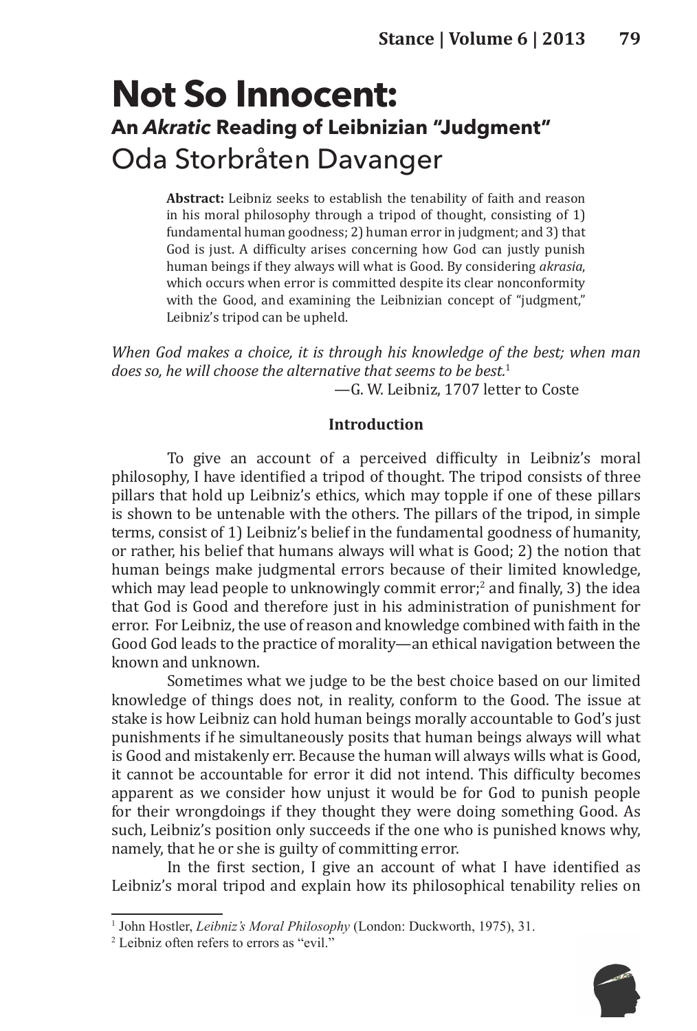# Not So Innocent:

## An *Akratic* Reading of Leibnizian "Judgment"

## Oda Storbråten Davanger

**Abstract:** Leibniz seeks to establish the tenability of faith and reason in his moral philosophy through a tripod of thought, consisting of 1) fundamental human goodness; 2) human error in judgment; and 3) that God is just. A difficulty arises concerning how God can justly punish human beings if they always will what is Good. By considering *akrasia*, which occurs when error is committed despite its clear nonconformity with the Good, and examining the Leibnizian concept of "judgment," Leibniz's tripod can be upheld.

*When God makes a choice, it is through his knowledge of the best; when man does so, he will choose the alternative that seems to be best.*[1]

—G. W. Leibniz, 1707 letter to Coste

### Introduction

To give an account of a perceived difficulty in Leibniz's moral philosophy, I have identified a tripod of thought. The tripod consists of three pillars that hold up Leibniz's ethics, which may topple if one of these pillars is shown to be untenable with the others. The pillars of the tripod, in simple terms, consist of 1) Leibniz's belief in the fundamental goodness of humanity, or rather, his belief that humans always will what is Good; 2) the notion that human beings make judgmental errors because of their limited knowledge, which may lead people to unknowingly commit error;[2] and finally, 3) the idea that God is Good and therefore just in his administration of punishment for error. For Leibniz, the use of reason and knowledge combined with faith in the Good God leads to the practice of morality—an ethical navigation between the known and unknown.

Sometimes what we judge to be the best choice based on our limited knowledge of things does not, in reality, conform to the Good. The issue at stake is how Leibniz can hold human beings morally accountable to God's just punishments if he simultaneously posits that human beings always will what is Good and mistakenly err. Because the human will always wills what is Good, it cannot be accountable for error it did not intend. This difficulty becomes apparent as we consider how unjust it would be for God to punish people for their wrongdoings if they thought they were doing something Good. As such, Leibniz's position only succeeds if the one who is punished knows why, namely, that he or she is guilty of committing error.

In the first section, I give an account of what I have identified as Leibniz's moral tripod and explain how its philosophical tenability relies on

---

[1] John Hostler, *Leibniz's Moral Philosophy* (London: Duckworth, 1975), 31.

[2] Leibniz often refers to errors as "evil."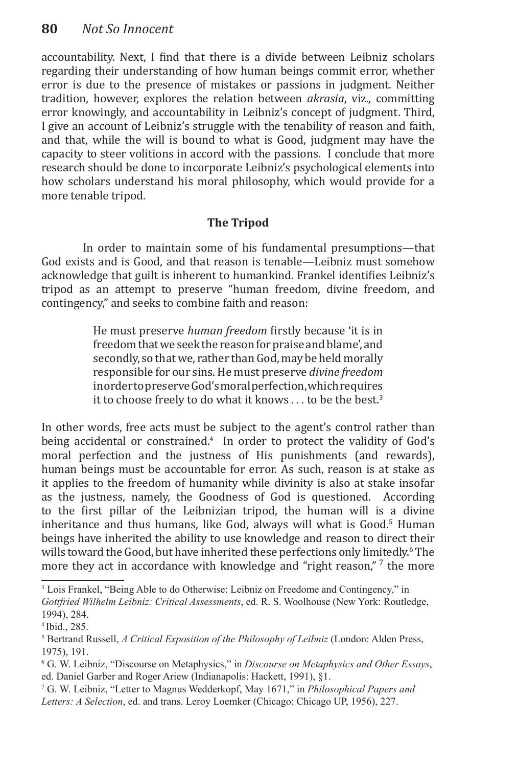accountability. Next, I find that there is a divide between Leibniz scholars regarding their understanding of how human beings commit error, whether error is due to the presence of mistakes or passions in judgment. Neither tradition, however, explores the relation between *akrasia*, viz., committing error knowingly, and accountability in Leibniz's concept of judgment. Third, I give an account of Leibniz's struggle with the tenability of reason and faith, and that, while the will is bound to what is Good, judgment may have the capacity to steer volitions in accord with the passions. I conclude that more research should be done to incorporate Leibniz's psychological elements into how scholars understand his moral philosophy, which would provide for a more tenable tripod.

## The Tripod

In order to maintain some of his fundamental presumptions—that God exists and is Good, and that reason is tenable—Leibniz must somehow acknowledge that guilt is inherent to humankind. Frankel identifies Leibniz's tripod as an attempt to preserve "human freedom, divine freedom, and contingency," and seeks to combine faith and reason:

> He must preserve *human freedom* firstly because 'it is in freedom that we seek the reason for praise and blame', and secondly, so that we, rather than God, may be held morally responsible for our sins. He must preserve *divine freedom* in order to preserve God's moral perfection, which requires it to choose freely to do what it knows . . . to be the best.[3]

In other words, free acts must be subject to the agent's control rather than being accidental or constrained.[4] In order to protect the validity of God's moral perfection and the justness of His punishments (and rewards), human beings must be accountable for error. As such, reason is at stake as it applies to the freedom of humanity while divinity is also at stake insofar as the justness, namely, the Goodness of God is questioned. According to the first pillar of the Leibnizian tripod, the human will is a divine inheritance and thus humans, like God, always will what is Good.[5] Human beings have inherited the ability to use knowledge and reason to direct their wills toward the Good, but have inherited these perfections only limitedly.[6] The more they act in accordance with knowledge and "right reason,"[7] the more

---

[3] Lois Frankel, "Being Able to do Otherwise: Leibniz on Freedome and Contingency," in *Gottfried Wilhelm Leibniz: Critical Assessments*, ed. R. S. Woolhouse (New York: Routledge, 1994), 284.

[4] Ibid., 285.

[5] Bertrand Russell, *A Critical Exposition of the Philosophy of Leibniz* (London: Alden Press, 1975), 191.

[6] G. W. Leibniz, "Discourse on Metaphysics," in *Discourse on Metaphysics and Other Essays*, ed. Daniel Garber and Roger Ariew (Indianapolis: Hackett, 1991), §1.

[7] G. W. Leibniz, "Letter to Magnus Wedderkopf, May 1671," in *Philosophical Papers and Letters: A Selection*, ed. and trans. Leroy Loemker (Chicago: Chicago UP, 1956), 227.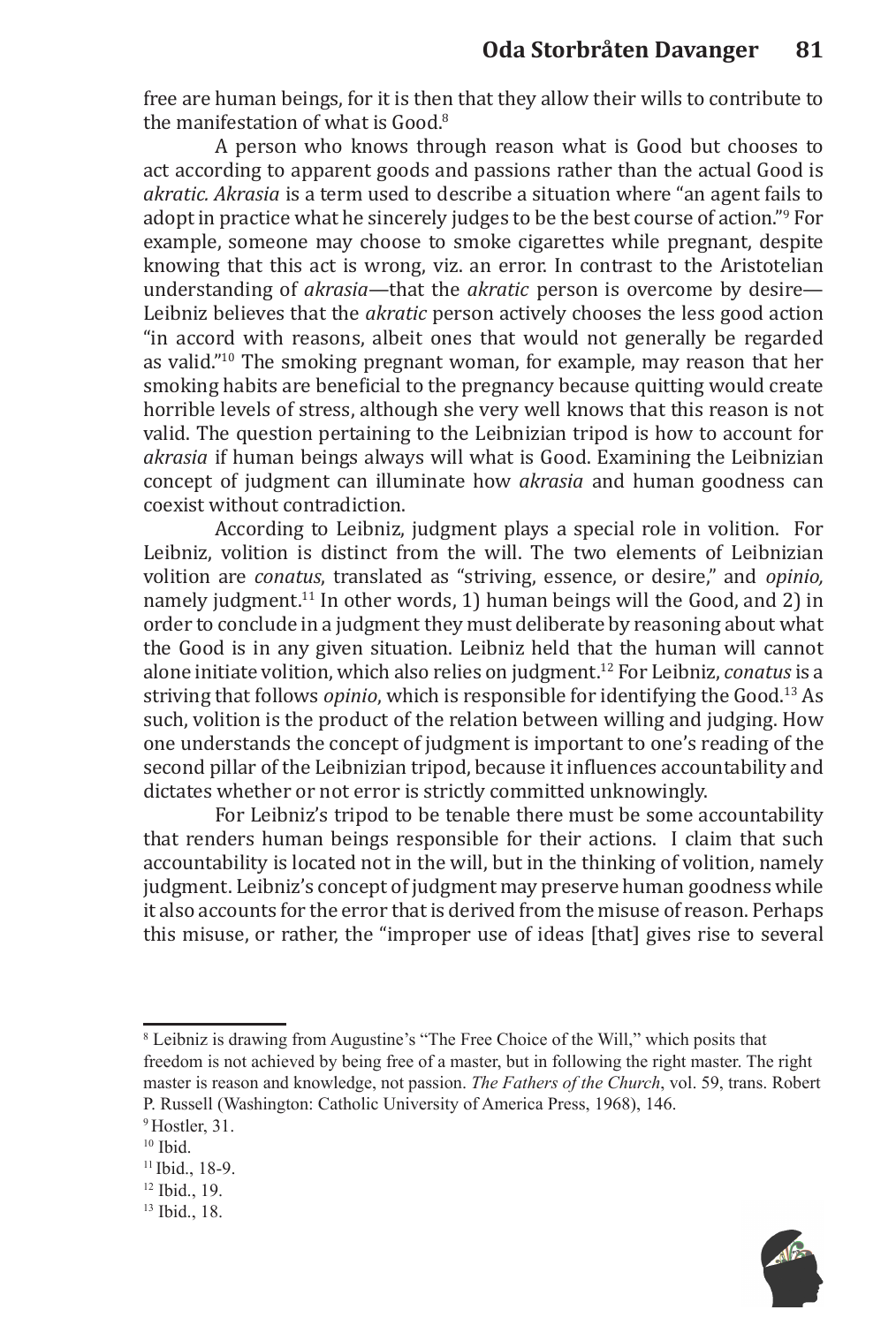free are human beings, for it is then that they allow their wills to contribute to the manifestation of what is Good.[8]

A person who knows through reason what is Good but chooses to act according to apparent goods and passions rather than the actual Good is *akratic. Akrasia* is a term used to describe a situation where "an agent fails to adopt in practice what he sincerely judges to be the best course of action."[9] For example, someone may choose to smoke cigarettes while pregnant, despite knowing that this act is wrong, viz. an error. In contrast to the Aristotelian understanding of *akrasia*—that the *akratic* person is overcome by desire—Leibniz believes that the *akratic* person actively chooses the less good action "in accord with reasons, albeit ones that would not generally be regarded as valid."[10] The smoking pregnant woman, for example, may reason that her smoking habits are beneficial to the pregnancy because quitting would create horrible levels of stress, although she very well knows that this reason is not valid. The question pertaining to the Leibnizian tripod is how to account for *akrasia* if human beings always will what is Good. Examining the Leibnizian concept of judgment can illuminate how *akrasia* and human goodness can coexist without contradiction.

According to Leibniz, judgment plays a special role in volition. For Leibniz, volition is distinct from the will. The two elements of Leibnizian volition are *conatus*, translated as "striving, essence, or desire," and *opinio,* namely judgment.[11] In other words, 1) human beings will the Good, and 2) in order to conclude in a judgment they must deliberate by reasoning about what the Good is in any given situation. Leibniz held that the human will cannot alone initiate volition, which also relies on judgment.[12] For Leibniz, *conatus* is a striving that follows *opinio*, which is responsible for identifying the Good.[13] As such, volition is the product of the relation between willing and judging. How one understands the concept of judgment is important to one's reading of the second pillar of the Leibnizian tripod, because it influences accountability and dictates whether or not error is strictly committed unknowingly.

For Leibniz's tripod to be tenable there must be some accountability that renders human beings responsible for their actions. I claim that such accountability is located not in the will, but in the thinking of volition, namely judgment. Leibniz's concept of judgment may preserve human goodness while it also accounts for the error that is derived from the misuse of reason. Perhaps this misuse, or rather, the "improper use of ideas [that] gives rise to several

---

[8] Leibniz is drawing from Augustine's "The Free Choice of the Will," which posits that freedom is not achieved by being free of a master, but in following the right master. The right master is reason and knowledge, not passion. *The Fathers of the Church*, vol. 59, trans. Robert P. Russell (Washington: Catholic University of America Press, 1968), 146.

[9] Hostler, 31.

[10] Ibid.

[11] Ibid., 18-9.

[12] Ibid., 19.

[13] Ibid., 18.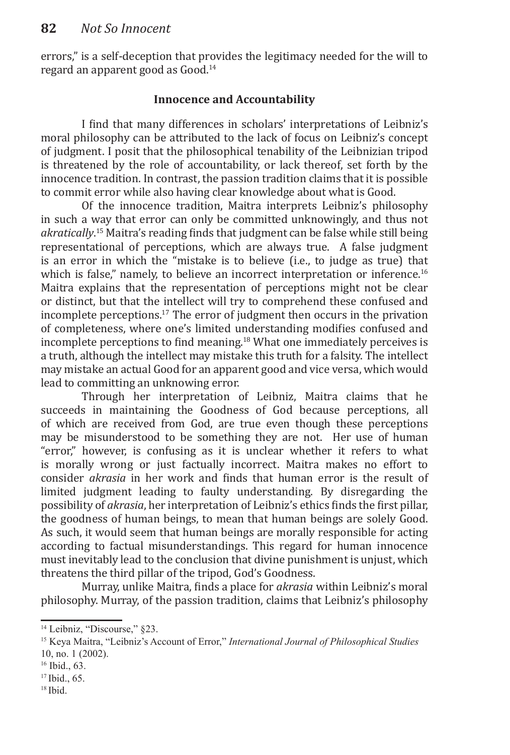errors," is a self-deception that provides the legitimacy needed for the will to regard an apparent good as Good.[14]

### Innocence and Accountability

I find that many differences in scholars' interpretations of Leibniz's moral philosophy can be attributed to the lack of focus on Leibniz's concept of judgment. I posit that the philosophical tenability of the Leibnizian tripod is threatened by the role of accountability, or lack thereof, set forth by the innocence tradition. In contrast, the passion tradition claims that it is possible to commit error while also having clear knowledge about what is Good.

Of the innocence tradition, Maitra interprets Leibniz's philosophy in such a way that error can only be committed unknowingly, and thus not *akratically*.[15] Maitra's reading finds that judgment can be false while still being representational of perceptions, which are always true. A false judgment is an error in which the "mistake is to believe (i.e., to judge as true) that which is false," namely, to believe an incorrect interpretation or inference.[16] Maitra explains that the representation of perceptions might not be clear or distinct, but that the intellect will try to comprehend these confused and incomplete perceptions.[17] The error of judgment then occurs in the privation of completeness, where one's limited understanding modifies confused and incomplete perceptions to find meaning.[18] What one immediately perceives is a truth, although the intellect may mistake this truth for a falsity. The intellect may mistake an actual Good for an apparent good and vice versa, which would lead to committing an unknowing error.

Through her interpretation of Leibniz, Maitra claims that he succeeds in maintaining the Goodness of God because perceptions, all of which are received from God, are true even though these perceptions may be misunderstood to be something they are not. Her use of human "error," however, is confusing as it is unclear whether it refers to what is morally wrong or just factually incorrect. Maitra makes no effort to consider *akrasia* in her work and finds that human error is the result of limited judgment leading to faulty understanding. By disregarding the possibility of *akrasia*, her interpretation of Leibniz's ethics finds the first pillar, the goodness of human beings, to mean that human beings are solely Good. As such, it would seem that human beings are morally responsible for acting according to factual misunderstandings. This regard for human innocence must inevitably lead to the conclusion that divine punishment is unjust, which threatens the third pillar of the tripod, God's Goodness.

Murray, unlike Maitra, finds a place for *akrasia* within Leibniz's moral philosophy. Murray, of the passion tradition, claims that Leibniz's philosophy

---

[14] Leibniz, "Discourse," §23.

[15] Keya Maitra, "Leibniz's Account of Error," *International Journal of Philosophical Studies* 10, no. 1 (2002).

[16] Ibid., 63.

[17] Ibid., 65.

[18] Ibid.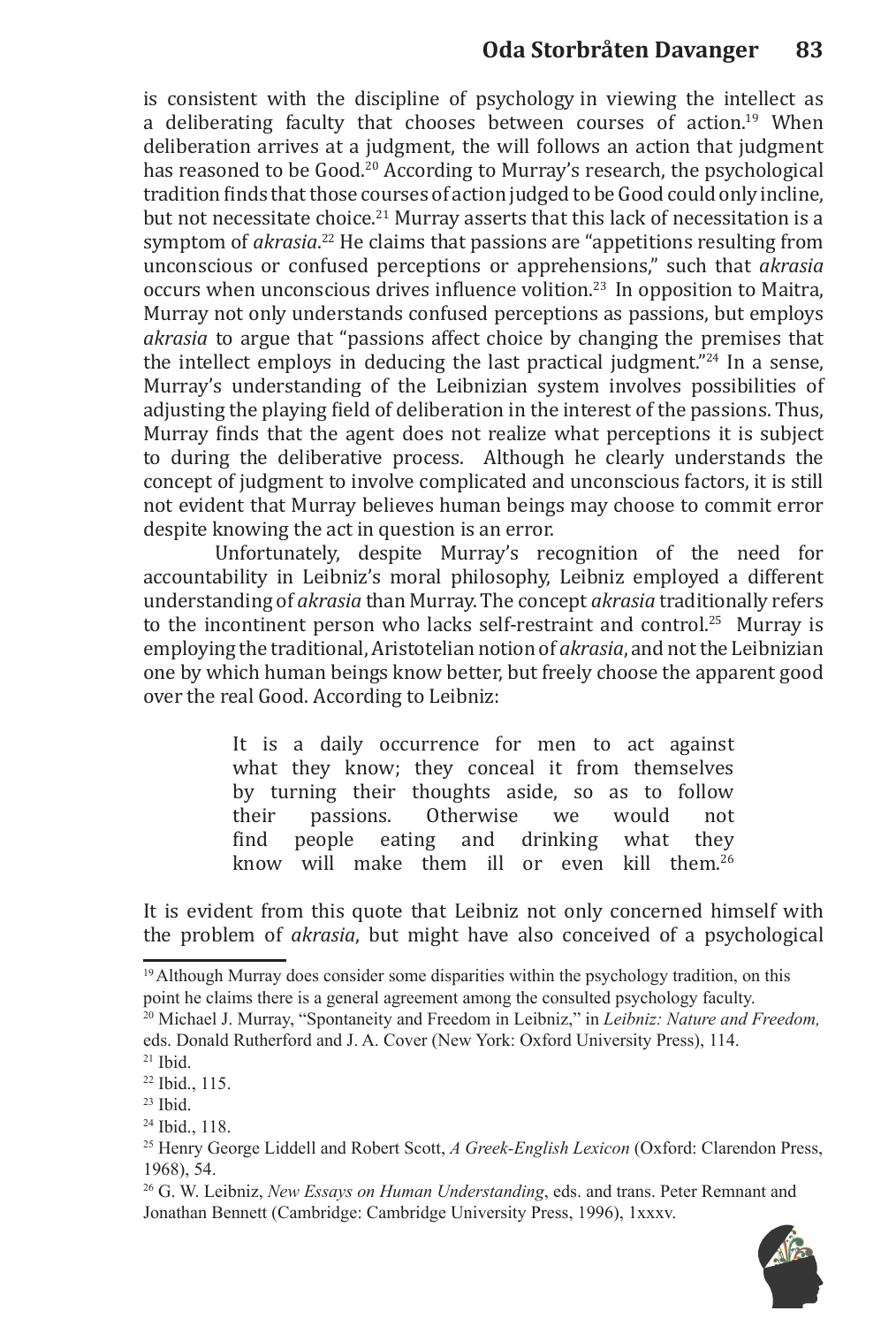is consistent with the discipline of psychology in viewing the intellect as a deliberating faculty that chooses between courses of action.[19] When deliberation arrives at a judgment, the will follows an action that judgment has reasoned to be Good.[20] According to Murray's research, the psychological tradition finds that those courses of action judged to be Good could only incline, but not necessitate choice.[21] Murray asserts that this lack of necessitation is a symptom of *akrasia*.[22] He claims that passions are "appetitions resulting from unconscious or confused perceptions or apprehensions," such that *akrasia* occurs when unconscious drives influence volition.[23] In opposition to Maitra, Murray not only understands confused perceptions as passions, but employs *akrasia* to argue that "passions affect choice by changing the premises that the intellect employs in deducing the last practical judgment."[24] In a sense, Murray's understanding of the Leibnizian system involves possibilities of adjusting the playing field of deliberation in the interest of the passions. Thus, Murray finds that the agent does not realize what perceptions it is subject to during the deliberative process. Although he clearly understands the concept of judgment to involve complicated and unconscious factors, it is still not evident that Murray believes human beings may choose to commit error despite knowing the act in question is an error.

Unfortunately, despite Murray's recognition of the need for accountability in Leibniz's moral philosophy, Leibniz employed a different understanding of *akrasia* than Murray. The concept *akrasia* traditionally refers to the incontinent person who lacks self-restraint and control.[25] Murray is employing the traditional, Aristotelian notion of *akrasia*, and not the Leibnizian one by which human beings know better, but freely choose the apparent good over the real Good. According to Leibniz:

> It is a daily occurrence for men to act against what they know; they conceal it from themselves by turning their thoughts aside, so as to follow their passions. Otherwise we would not find people eating and drinking what they know will make them ill or even kill them.[26]

It is evident from this quote that Leibniz not only concerned himself with the problem of *akrasia*, but might have also conceived of a psychological

---

[19] Although Murray does consider some disparities within the psychology tradition, on this point he claims there is a general agreement among the consulted psychology faculty.

[20] Michael J. Murray, "Spontaneity and Freedom in Leibniz," in *Leibniz: Nature and Freedom,* eds. Donald Rutherford and J. A. Cover (New York: Oxford University Press), 114.

[21] Ibid.

[22] Ibid., 115.

[23] Ibid.

[24] Ibid., 118.

[25] Henry George Liddell and Robert Scott, *A Greek-English Lexicon* (Oxford: Clarendon Press, 1968), 54.

[26] G. W. Leibniz, *New Essays on Human Understanding*, eds. and trans. Peter Remnant and Jonathan Bennett (Cambridge: Cambridge University Press, 1996), 1xxxv.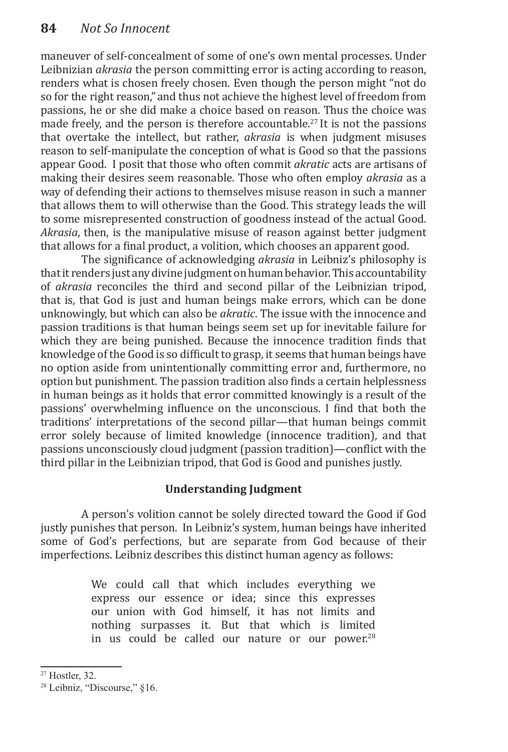maneuver of self-concealment of some of one's own mental processes. Under Leibnizian *akrasia* the person committing error is acting according to reason, renders what is chosen freely chosen. Even though the person might "not do so for the right reason," and thus not achieve the highest level of freedom from passions, he or she did make a choice based on reason. Thus the choice was made freely, and the person is therefore accountable.[27] It is not the passions that overtake the intellect, but rather, *akrasia* is when judgment misuses reason to self-manipulate the conception of what is Good so that the passions appear Good. I posit that those who often commit *akratic* acts are artisans of making their desires seem reasonable. Those who often employ *akrasia* as a way of defending their actions to themselves misuse reason in such a manner that allows them to will otherwise than the Good. This strategy leads the will to some misrepresented construction of goodness instead of the actual Good. *Akrasia*, then, is the manipulative misuse of reason against better judgment that allows for a final product, a volition, which chooses an apparent good.

The significance of acknowledging *akrasia* in Leibniz's philosophy is that it renders just any divine judgment on human behavior. This accountability of *akrasia* reconciles the third and second pillar of the Leibnizian tripod, that is, that God is just and human beings make errors, which can be done unknowingly, but which can also be *akratic*. The issue with the innocence and passion traditions is that human beings seem set up for inevitable failure for which they are being punished. Because the innocence tradition finds that knowledge of the Good is so difficult to grasp, it seems that human beings have no option aside from unintentionally committing error and, furthermore, no option but punishment. The passion tradition also finds a certain helplessness in human beings as it holds that error committed knowingly is a result of the passions' overwhelming influence on the unconscious. I find that both the traditions' interpretations of the second pillar—that human beings commit error solely because of limited knowledge (innocence tradition), and that passions unconsciously cloud judgment (passion tradition)—conflict with the third pillar in the Leibnizian tripod, that God is Good and punishes justly.

## Understanding Judgment

A person's volition cannot be solely directed toward the Good if God justly punishes that person. In Leibniz's system, human beings have inherited some of God's perfections, but are separate from God because of their imperfections. Leibniz describes this distinct human agency as follows:

> We could call that which includes everything we express our essence or idea; since this expresses our union with God himself, it has not limits and nothing surpasses it. But that which is limited in us could be called our nature or our power.[28]

[27] Hostler, 32.

[28] Leibniz, "Discourse," §16.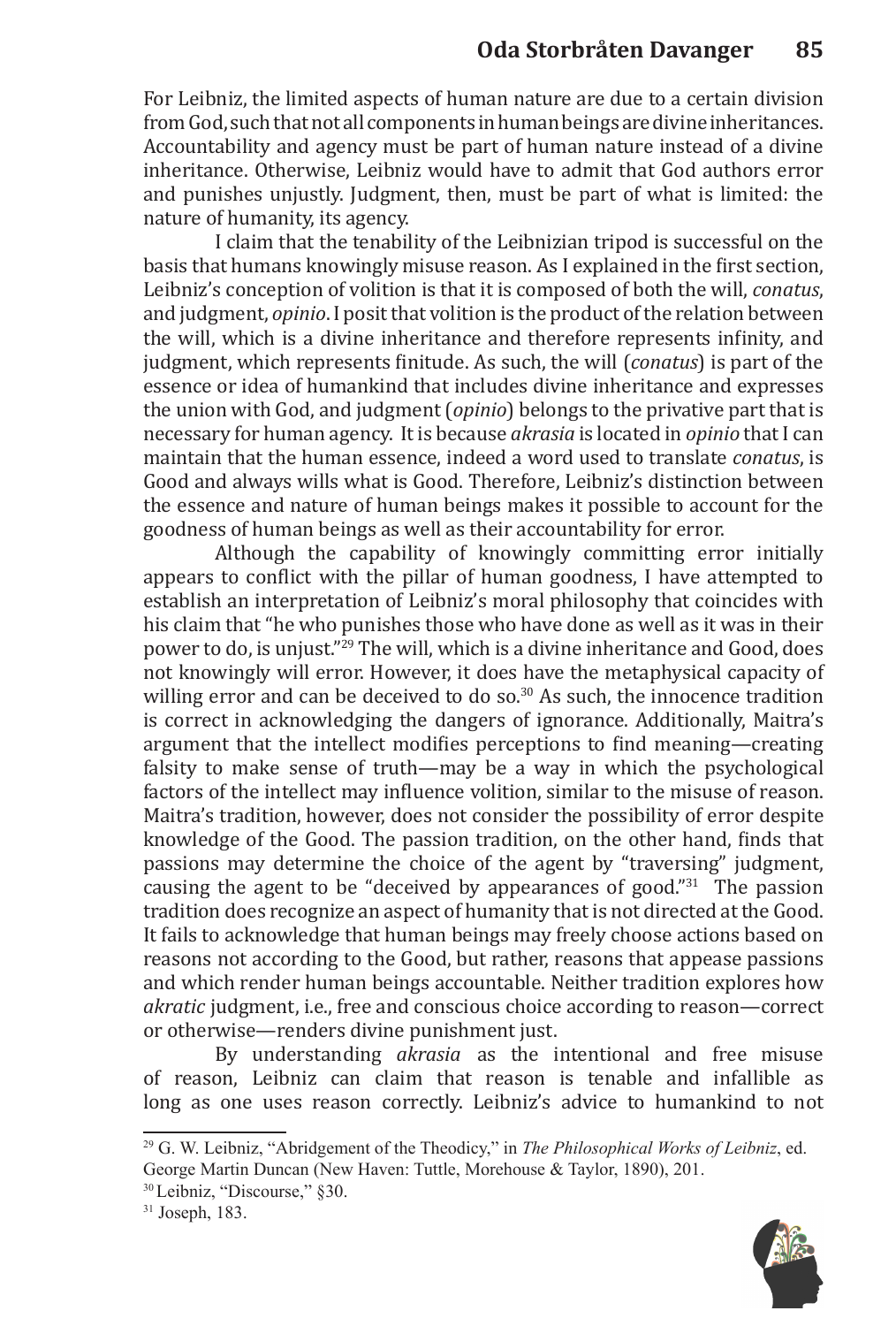For Leibniz, the limited aspects of human nature are due to a certain division from God, such that not all components in human beings are divine inheritances. Accountability and agency must be part of human nature instead of a divine inheritance. Otherwise, Leibniz would have to admit that God authors error and punishes unjustly. Judgment, then, must be part of what is limited: the nature of humanity, its agency.

I claim that the tenability of the Leibnizian tripod is successful on the basis that humans knowingly misuse reason. As I explained in the first section, Leibniz's conception of volition is that it is composed of both the will, *conatus*, and judgment, *opinio*. I posit that volition is the product of the relation between the will, which is a divine inheritance and therefore represents infinity, and judgment, which represents finitude. As such, the will (*conatus*) is part of the essence or idea of humankind that includes divine inheritance and expresses the union with God, and judgment (*opinio*) belongs to the privative part that is necessary for human agency. It is because *akrasia* is located in *opinio* that I can maintain that the human essence, indeed a word used to translate *conatus*, is Good and always wills what is Good. Therefore, Leibniz's distinction between the essence and nature of human beings makes it possible to account for the goodness of human beings as well as their accountability for error.

Although the capability of knowingly committing error initially appears to conflict with the pillar of human goodness, I have attempted to establish an interpretation of Leibniz's moral philosophy that coincides with his claim that "he who punishes those who have done as well as it was in their power to do, is unjust."[29] The will, which is a divine inheritance and Good, does not knowingly will error. However, it does have the metaphysical capacity of willing error and can be deceived to do so.[30] As such, the innocence tradition is correct in acknowledging the dangers of ignorance. Additionally, Maitra's argument that the intellect modifies perceptions to find meaning—creating falsity to make sense of truth—may be a way in which the psychological factors of the intellect may influence volition, similar to the misuse of reason. Maitra's tradition, however, does not consider the possibility of error despite knowledge of the Good. The passion tradition, on the other hand, finds that passions may determine the choice of the agent by "traversing" judgment, causing the agent to be "deceived by appearances of good."[31] The passion tradition does recognize an aspect of humanity that is not directed at the Good. It fails to acknowledge that human beings may freely choose actions based on reasons not according to the Good, but rather, reasons that appease passions and which render human beings accountable. Neither tradition explores how *akratic* judgment, i.e., free and conscious choice according to reason—correct or otherwise—renders divine punishment just.

By understanding *akrasia* as the intentional and free misuse of reason, Leibniz can claim that reason is tenable and infallible as long as one uses reason correctly. Leibniz's advice to humankind to not

---

[29] G. W. Leibniz, "Abridgement of the Theodicy," in *The Philosophical Works of Leibniz*, ed. George Martin Duncan (New Haven: Tuttle, Morehouse & Taylor, 1890), 201.

[30] Leibniz, "Discourse," §30.

[31] Joseph, 183.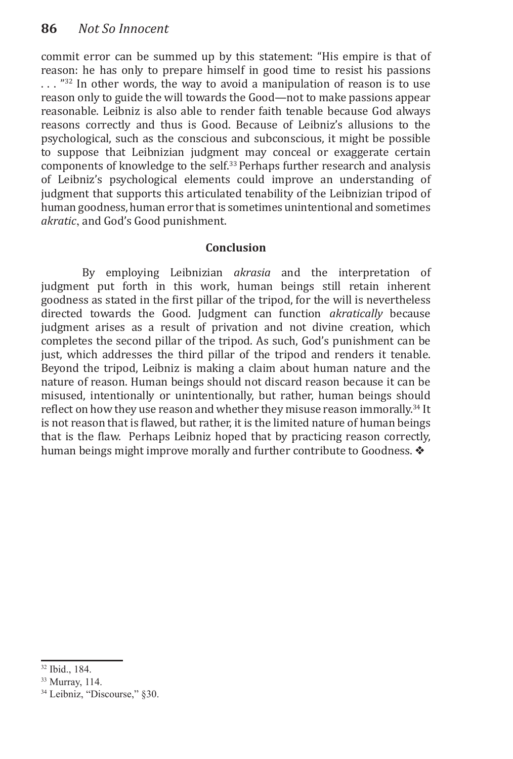commit error can be summed up by this statement: "His empire is that of reason: he has only to prepare himself in good time to resist his passions . . . "[32] In other words, the way to avoid a manipulation of reason is to use reason only to guide the will towards the Good—not to make passions appear reasonable. Leibniz is also able to render faith tenable because God always reasons correctly and thus is Good. Because of Leibniz's allusions to the psychological, such as the conscious and subconscious, it might be possible to suppose that Leibnizian judgment may conceal or exaggerate certain components of knowledge to the self.[33] Perhaps further research and analysis of Leibniz's psychological elements could improve an understanding of judgment that supports this articulated tenability of the Leibnizian tripod of human goodness, human error that is sometimes unintentional and sometimes *akratic*, and God's Good punishment.

### Conclusion

By employing Leibnizian *akrasia* and the interpretation of judgment put forth in this work, human beings still retain inherent goodness as stated in the first pillar of the tripod, for the will is nevertheless directed towards the Good. Judgment can function *akratically* because judgment arises as a result of privation and not divine creation, which completes the second pillar of the tripod. As such, God's punishment can be just, which addresses the third pillar of the tripod and renders it tenable. Beyond the tripod, Leibniz is making a claim about human nature and the nature of reason. Human beings should not discard reason because it can be misused, intentionally or unintentionally, but rather, human beings should reflect on how they use reason and whether they misuse reason immorally.[34] It is not reason that is flawed, but rather, it is the limited nature of human beings that is the flaw. Perhaps Leibniz hoped that by practicing reason correctly, human beings might improve morally and further contribute to Goodness. ❖

---

[32] Ibid., 184.

[33] Murray, 114.

[34] Leibniz, "Discourse," §30.